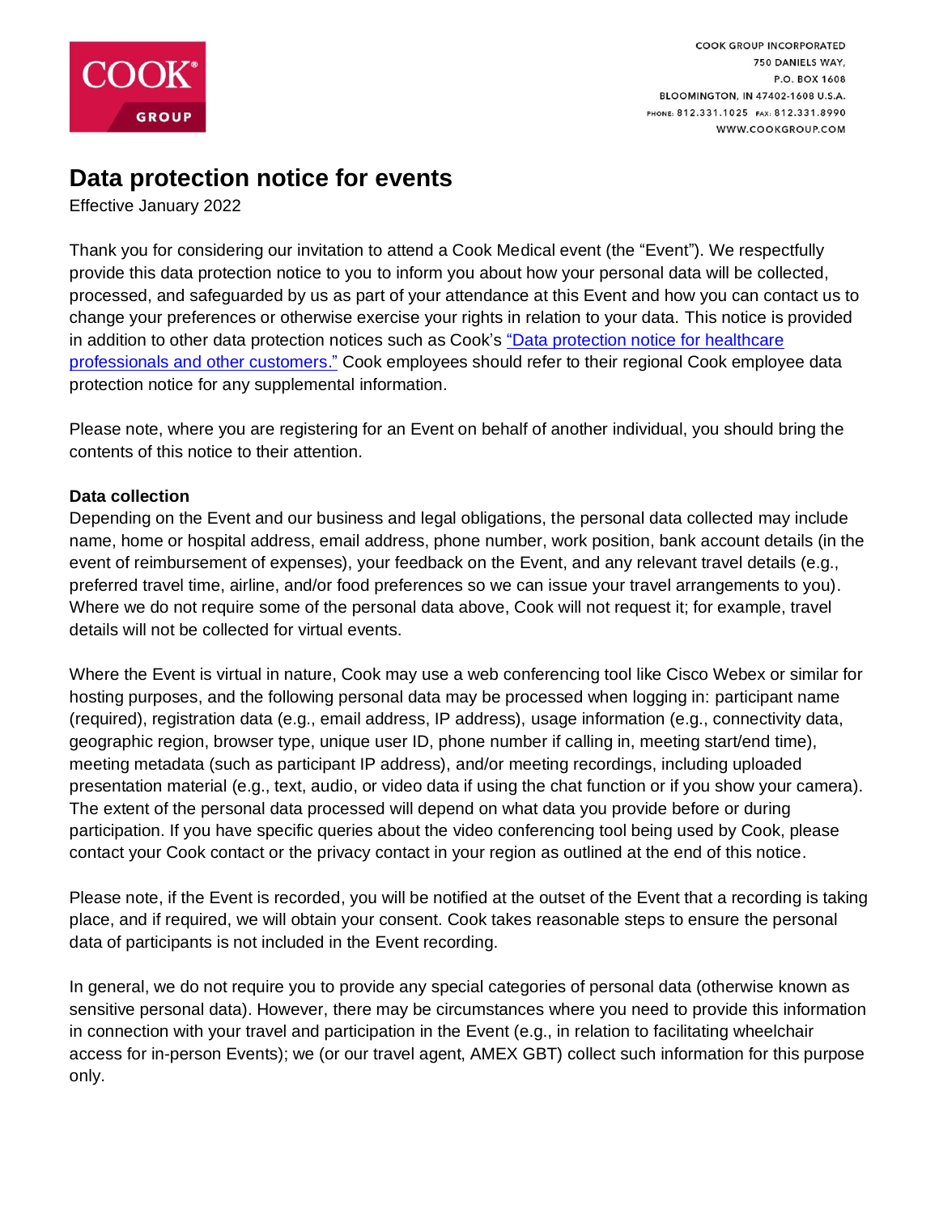COOK GROUP INCORPORATED
750 DANIELS WAY,
P.O. BOX 1608
BLOOMINGTON, IN 47402-1608 U.S.A.
PHONE: 812.331.1025 FAX: 812.331.8990
WWW.COOKGROUP.COM

# Data protection notice for events

Effective January 2022

Thank you for considering our invitation to attend a Cook Medical event (the "Event"). We respectfully provide this data protection notice to you to inform you about how your personal data will be collected, processed, and safeguarded by us as part of your attendance at this Event and how you can contact us to change your preferences or otherwise exercise your rights in relation to your data. This notice is provided in addition to other data protection notices such as Cook's "Data protection notice for healthcare professionals and other customers." Cook employees should refer to their regional Cook employee data protection notice for any supplemental information.

Please note, where you are registering for an Event on behalf of another individual, you should bring the contents of this notice to their attention.

**Data collection**

Depending on the Event and our business and legal obligations, the personal data collected may include name, home or hospital address, email address, phone number, work position, bank account details (in the event of reimbursement of expenses), your feedback on the Event, and any relevant travel details (e.g., preferred travel time, airline, and/or food preferences so we can issue your travel arrangements to you). Where we do not require some of the personal data above, Cook will not request it; for example, travel details will not be collected for virtual events.

Where the Event is virtual in nature, Cook may use a web conferencing tool like Cisco Webex or similar for hosting purposes, and the following personal data may be processed when logging in: participant name (required), registration data (e.g., email address, IP address), usage information (e.g., connectivity data, geographic region, browser type, unique user ID, phone number if calling in, meeting start/end time), meeting metadata (such as participant IP address), and/or meeting recordings, including uploaded presentation material (e.g., text, audio, or video data if using the chat function or if you show your camera). The extent of the personal data processed will depend on what data you provide before or during participation. If you have specific queries about the video conferencing tool being used by Cook, please contact your Cook contact or the privacy contact in your region as outlined at the end of this notice.

Please note, if the Event is recorded, you will be notified at the outset of the Event that a recording is taking place, and if required, we will obtain your consent. Cook takes reasonable steps to ensure the personal data of participants is not included in the Event recording.

In general, we do not require you to provide any special categories of personal data (otherwise known as sensitive personal data). However, there may be circumstances where you need to provide this information in connection with your travel and participation in the Event (e.g., in relation to facilitating wheelchair access for in-person Events); we (or our travel agent, AMEX GBT) collect such information for this purpose only.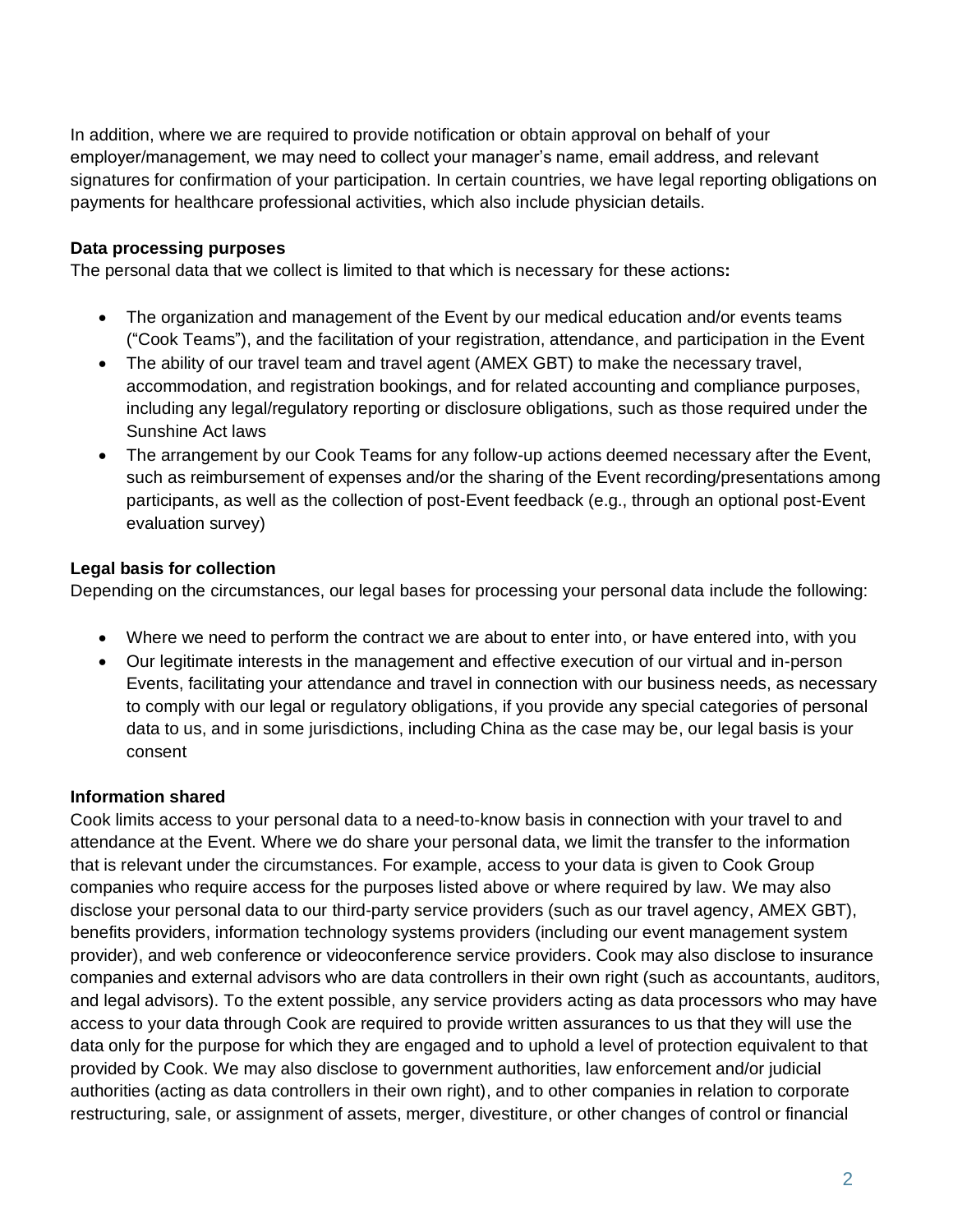In addition, where we are required to provide notification or obtain approval on behalf of your employer/management, we may need to collect your manager's name, email address, and relevant signatures for confirmation of your participation. In certain countries, we have legal reporting obligations on payments for healthcare professional activities, which also include physician details.

**Data processing purposes**

The personal data that we collect is limited to that which is necessary for these actions**:**

- The organization and management of the Event by our medical education and/or events teams ("Cook Teams"), and the facilitation of your registration, attendance, and participation in the Event
- The ability of our travel team and travel agent (AMEX GBT) to make the necessary travel, accommodation, and registration bookings, and for related accounting and compliance purposes, including any legal/regulatory reporting or disclosure obligations, such as those required under the Sunshine Act laws
- The arrangement by our Cook Teams for any follow-up actions deemed necessary after the Event, such as reimbursement of expenses and/or the sharing of the Event recording/presentations among participants, as well as the collection of post-Event feedback (e.g., through an optional post-Event evaluation survey)

**Legal basis for collection**

Depending on the circumstances, our legal bases for processing your personal data include the following:

- Where we need to perform the contract we are about to enter into, or have entered into, with you
- Our legitimate interests in the management and effective execution of our virtual and in-person Events, facilitating your attendance and travel in connection with our business needs, as necessary to comply with our legal or regulatory obligations, if you provide any special categories of personal data to us, and in some jurisdictions, including China as the case may be, our legal basis is your consent

**Information shared**

Cook limits access to your personal data to a need-to-know basis in connection with your travel to and attendance at the Event. Where we do share your personal data, we limit the transfer to the information that is relevant under the circumstances. For example, access to your data is given to Cook Group companies who require access for the purposes listed above or where required by law. We may also disclose your personal data to our third-party service providers (such as our travel agency, AMEX GBT), benefits providers, information technology systems providers (including our event management system provider), and web conference or videoconference service providers. Cook may also disclose to insurance companies and external advisors who are data controllers in their own right (such as accountants, auditors, and legal advisors). To the extent possible, any service providers acting as data processors who may have access to your data through Cook are required to provide written assurances to us that they will use the data only for the purpose for which they are engaged and to uphold a level of protection equivalent to that provided by Cook. We may also disclose to government authorities, law enforcement and/or judicial authorities (acting as data controllers in their own right), and to other companies in relation to corporate restructuring, sale, or assignment of assets, merger, divestiture, or other changes of control or financial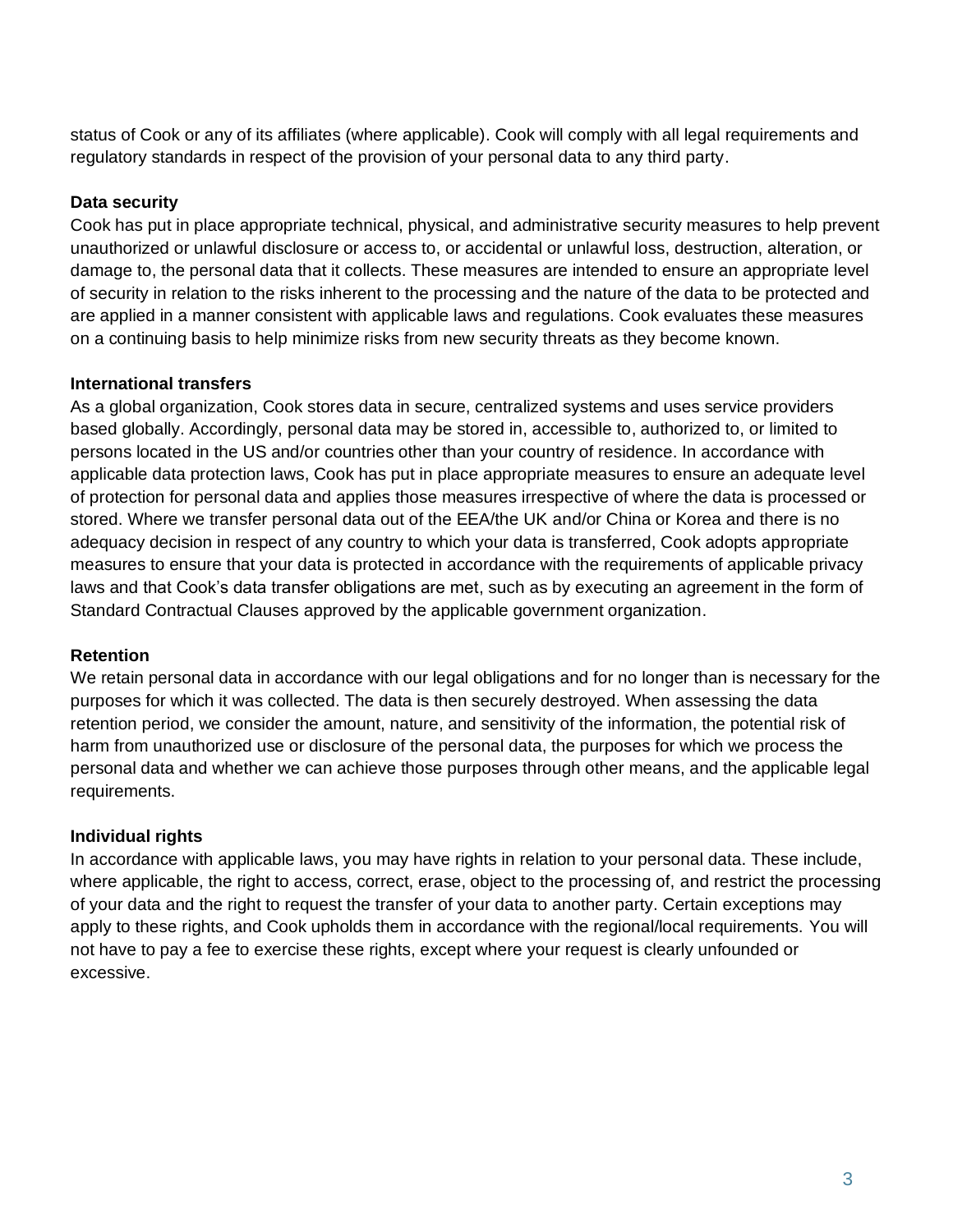status of Cook or any of its affiliates (where applicable). Cook will comply with all legal requirements and regulatory standards in respect of the provision of your personal data to any third party.

**Data security**

Cook has put in place appropriate technical, physical, and administrative security measures to help prevent unauthorized or unlawful disclosure or access to, or accidental or unlawful loss, destruction, alteration, or damage to, the personal data that it collects. These measures are intended to ensure an appropriate level of security in relation to the risks inherent to the processing and the nature of the data to be protected and are applied in a manner consistent with applicable laws and regulations. Cook evaluates these measures on a continuing basis to help minimize risks from new security threats as they become known.

**International transfers**

As a global organization, Cook stores data in secure, centralized systems and uses service providers based globally. Accordingly, personal data may be stored in, accessible to, authorized to, or limited to persons located in the US and/or countries other than your country of residence. In accordance with applicable data protection laws, Cook has put in place appropriate measures to ensure an adequate level of protection for personal data and applies those measures irrespective of where the data is processed or stored. Where we transfer personal data out of the EEA/the UK and/or China or Korea and there is no adequacy decision in respect of any country to which your data is transferred, Cook adopts appropriate measures to ensure that your data is protected in accordance with the requirements of applicable privacy laws and that Cook's data transfer obligations are met, such as by executing an agreement in the form of Standard Contractual Clauses approved by the applicable government organization.

**Retention**

We retain personal data in accordance with our legal obligations and for no longer than is necessary for the purposes for which it was collected. The data is then securely destroyed. When assessing the data retention period, we consider the amount, nature, and sensitivity of the information, the potential risk of harm from unauthorized use or disclosure of the personal data, the purposes for which we process the personal data and whether we can achieve those purposes through other means, and the applicable legal requirements.

**Individual rights**

In accordance with applicable laws, you may have rights in relation to your personal data. These include, where applicable, the right to access, correct, erase, object to the processing of, and restrict the processing of your data and the right to request the transfer of your data to another party. Certain exceptions may apply to these rights, and Cook upholds them in accordance with the regional/local requirements. You will not have to pay a fee to exercise these rights, except where your request is clearly unfounded or excessive.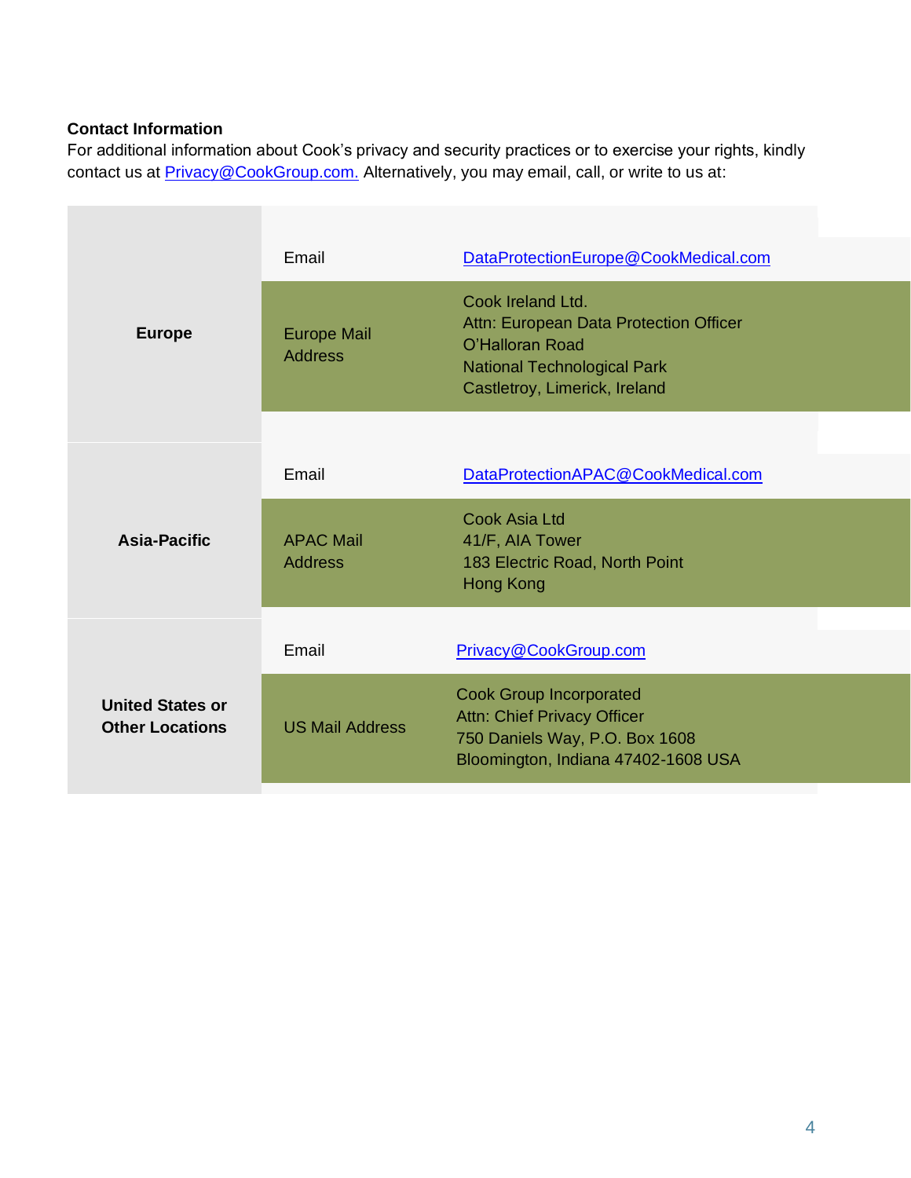**Contact Information**

For additional information about Cook's privacy and security practices or to exercise your rights, kindly contact us at Privacy@CookGroup.com. Alternatively, you may email, call, or write to us at:

| | | |
|---|---|---|
| **Europe** | Email | DataProtectionEurope@CookMedical.com |
| | Europe Mail Address | Cook Ireland Ltd.<br>Attn: European Data Protection Officer<br>O'Halloran Road<br>National Technological Park<br>Castletroy, Limerick, Ireland |
| **Asia-Pacific** | Email | DataProtectionAPAC@CookMedical.com |
| | APAC Mail Address | Cook Asia Ltd<br>41/F, AIA Tower<br>183 Electric Road, North Point<br>Hong Kong |
| **United States or Other Locations** | Email | Privacy@CookGroup.com |
| | US Mail Address | Cook Group Incorporated<br>Attn: Chief Privacy Officer<br>750 Daniels Way, P.O. Box 1608<br>Bloomington, Indiana 47402-1608 USA |